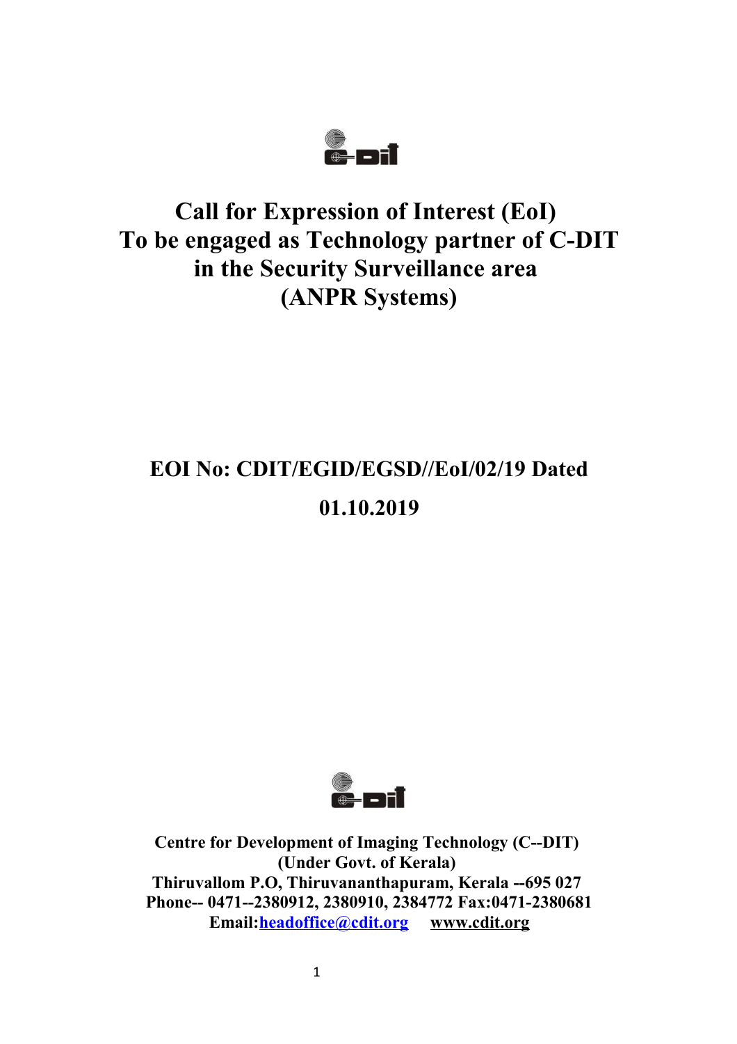# Call for Expression of Interest (EoI)
# To be engaged as Technology partner of C-DIT in the Security Surveillance area
# (ANPR Systems)

## EOI No: CDIT/EGID/EGSD//EoI/02/19 Dated 01.10.2019

**Centre for Development of Imaging Technology (C--DIT)**
**(Under Govt. of Kerala)**
**Thiruvallom P.O, Thiruvananthapuram, Kerala --695 027**
**Phone-- 0471--2380912, 2380910, 2384772 Fax:0471-2380681**
**Email:headoffice@cdit.org www.cdit.org**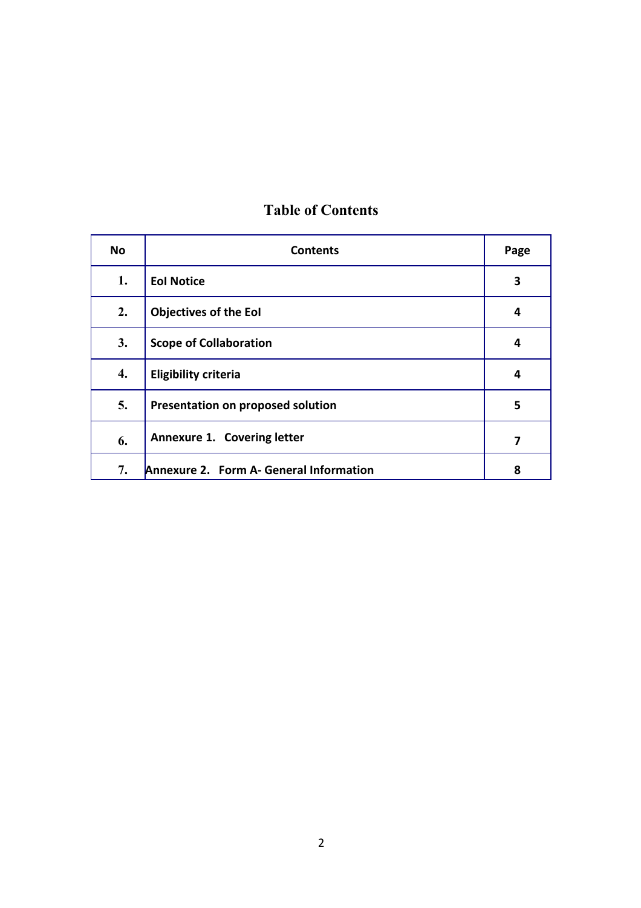## Table of Contents

| No | Contents | Page |
|---|---|---|
| 1. | **EoI Notice** | **3** |
| 2. | **Objectives of the EoI** | **4** |
| 3. | **Scope of Collaboration** | **4** |
| 4. | **Eligibility criteria** | **4** |
| 5. | **Presentation on proposed solution** | **5** |
| 6. | **Annexure 1. Covering letter** | **7** |
| 7. | **Annexure 2. Form A- General Information** | **8** |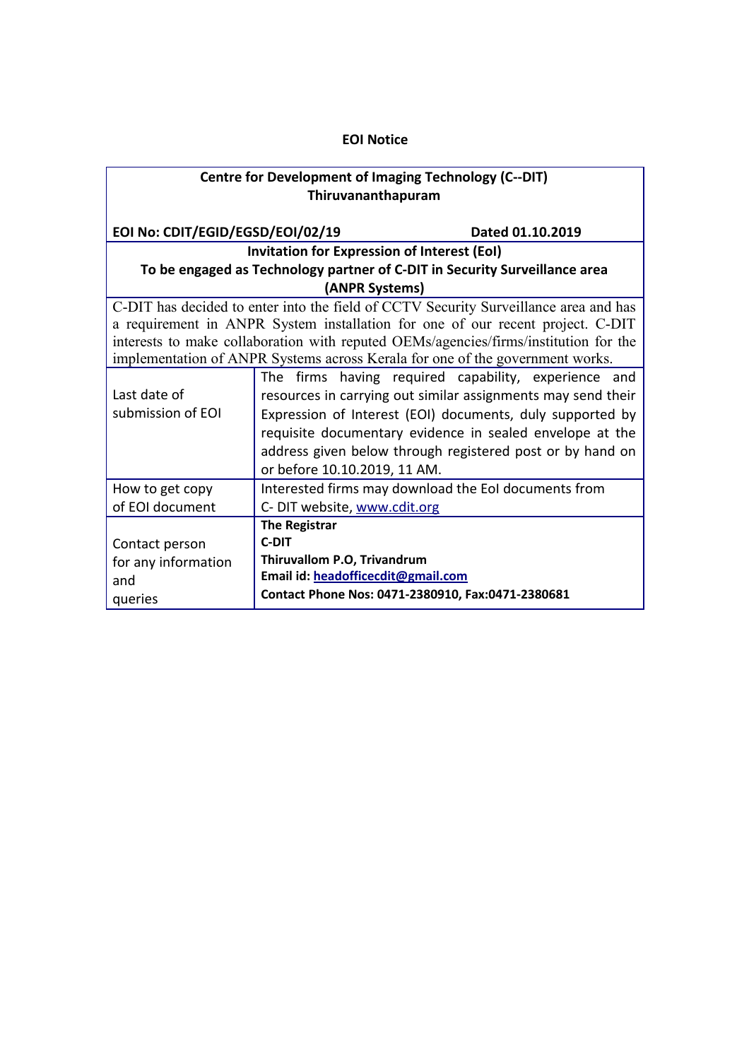**EOI Notice**

**Centre for Development of Imaging Technology (C--DIT)**
**Thiruvananthapuram**

**EOI No: CDIT/EGID/EGSD/EOI/02/19** **Dated 01.10.2019**

**Invitation for Expression of Interest (EoI)**
**To be engaged as Technology partner of C-DIT in Security Surveillance area (ANPR Systems)**

C-DIT has decided to enter into the field of CCTV Security Surveillance area and has a requirement in ANPR System installation for one of our recent project. C-DIT interests to make collaboration with reputed OEMs/agencies/firms/institution for the implementation of ANPR Systems across Kerala for one of the government works.

| | |
|---|---|
| Last date of submission of EOI | The firms having required capability, experience and resources in carrying out similar assignments may send their Expression of Interest (EOI) documents, duly supported by requisite documentary evidence in sealed envelope at the address given below through registered post or by hand on or before 10.10.2019, 11 AM. |
| How to get copy of EOI document | Interested firms may download the EoI documents from C- DIT website, www.cdit.org |
| Contact person for any information and queries | **The Registrar**<br>**C-DIT**<br>**Thiruvallom P.O, Trivandrum**<br>**Email id: headofficecdit@gmail.com**<br>**Contact Phone Nos: 0471-2380910, Fax:0471-2380681** |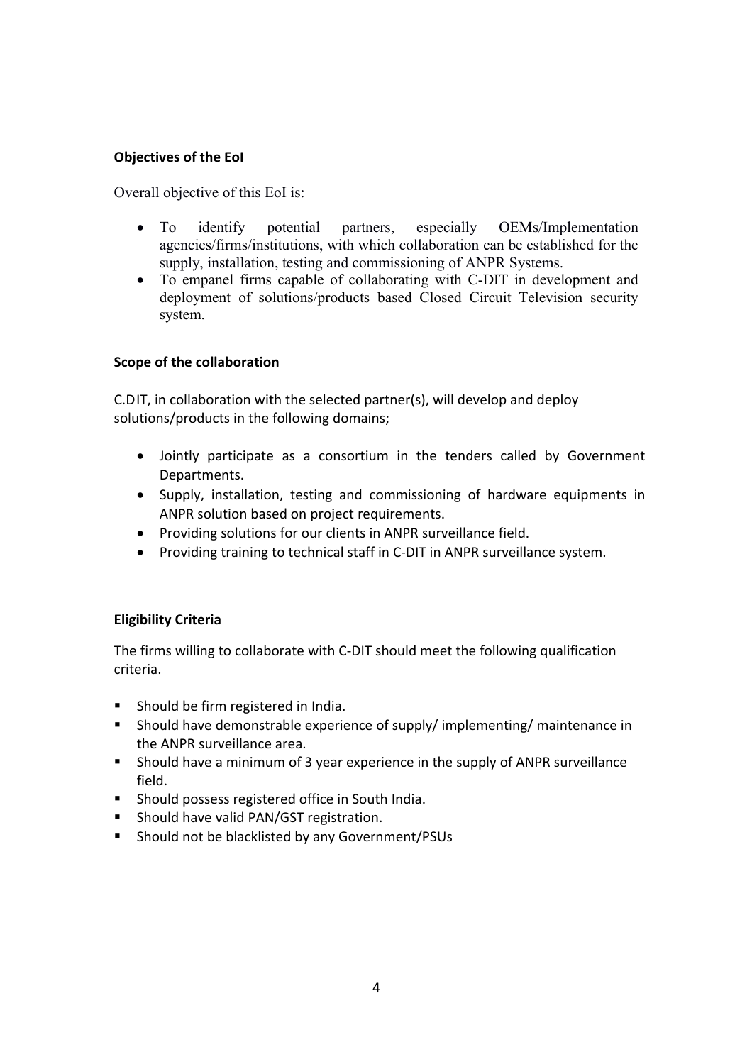**Objectives of the EoI**

Overall objective of this EoI is:

- To identify potential partners, especially OEMs/Implementation agencies/firms/institutions, with which collaboration can be established for the supply, installation, testing and commissioning of ANPR Systems.
- To empanel firms capable of collaborating with C-DIT in development and deployment of solutions/products based Closed Circuit Television security system.

**Scope of the collaboration**

C.DIT, in collaboration with the selected partner(s), will develop and deploy solutions/products in the following domains;

- Jointly participate as a consortium in the tenders called by Government Departments.
- Supply, installation, testing and commissioning of hardware equipments in ANPR solution based on project requirements.
- Providing solutions for our clients in ANPR surveillance field.
- Providing training to technical staff in C-DIT in ANPR surveillance system.

**Eligibility Criteria**

The firms willing to collaborate with C-DIT should meet the following qualification criteria.

- Should be firm registered in India.
- Should have demonstrable experience of supply/ implementing/ maintenance in the ANPR surveillance area.
- Should have a minimum of 3 year experience in the supply of ANPR surveillance field.
- Should possess registered office in South India.
- Should have valid PAN/GST registration.
- Should not be blacklisted by any Government/PSUs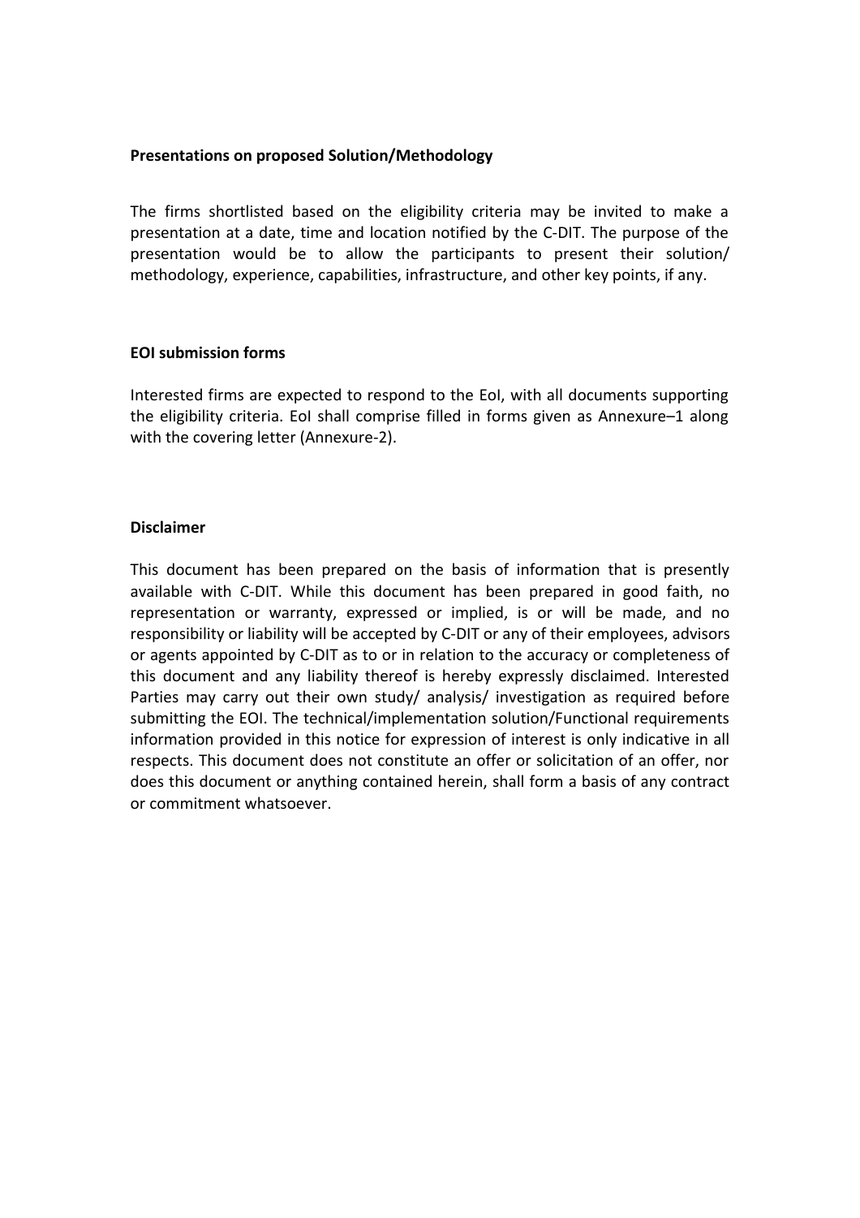**Presentations on proposed Solution/Methodology**

The firms shortlisted based on the eligibility criteria may be invited to make a presentation at a date, time and location notified by the C-DIT. The purpose of the presentation would be to allow the participants to present their solution/ methodology, experience, capabilities, infrastructure, and other key points, if any.

**EOI submission forms**

Interested firms are expected to respond to the EoI, with all documents supporting the eligibility criteria. EoI shall comprise filled in forms given as Annexure–1 along with the covering letter (Annexure-2).

**Disclaimer**

This document has been prepared on the basis of information that is presently available with C-DIT. While this document has been prepared in good faith, no representation or warranty, expressed or implied, is or will be made, and no responsibility or liability will be accepted by C-DIT or any of their employees, advisors or agents appointed by C-DIT as to or in relation to the accuracy or completeness of this document and any liability thereof is hereby expressly disclaimed. Interested Parties may carry out their own study/ analysis/ investigation as required before submitting the EOI. The technical/implementation solution/Functional requirements information provided in this notice for expression of interest is only indicative in all respects. This document does not constitute an offer or solicitation of an offer, nor does this document or anything contained herein, shall form a basis of any contract or commitment whatsoever.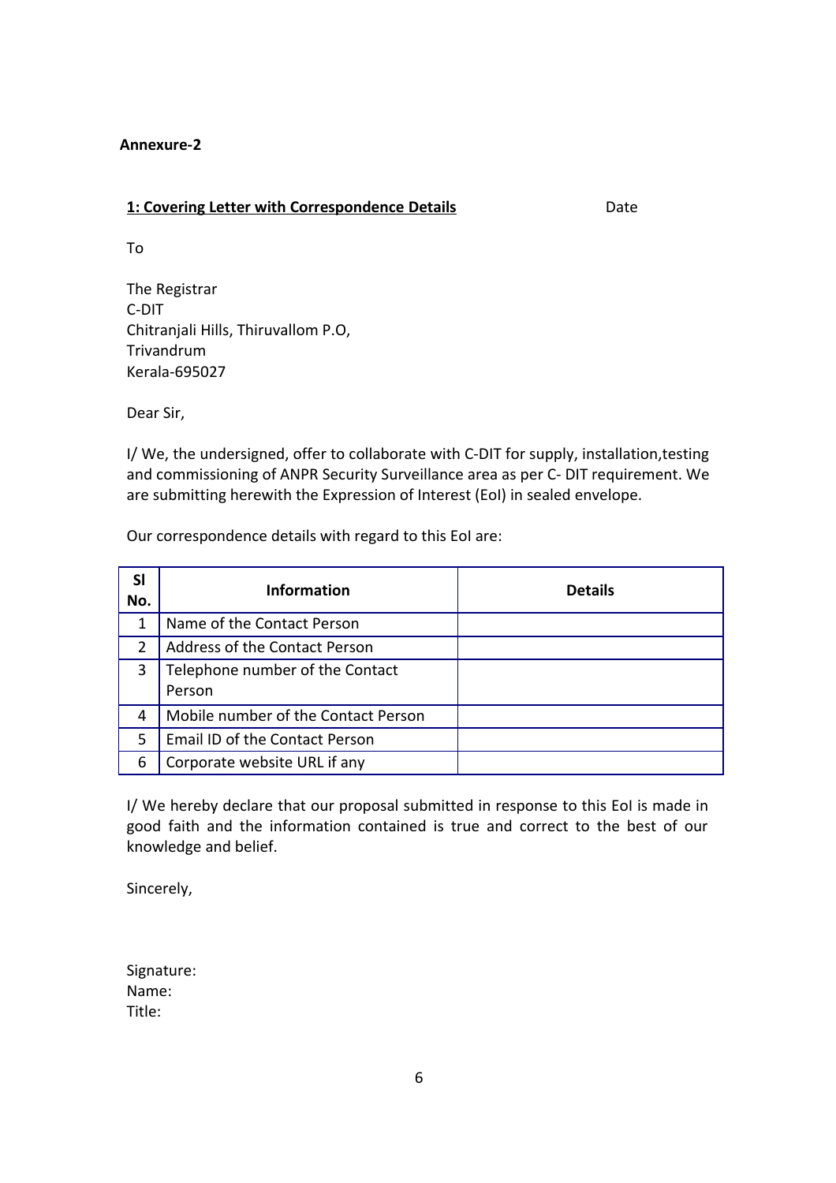**Annexure-2**

**1: Covering Letter with Correspondence Details** Date

To

The Registrar
C-DIT
Chitranjali Hills, Thiruvallom P.O,
Trivandrum
Kerala-695027

Dear Sir,

I/ We, the undersigned, offer to collaborate with C-DIT for supply, installation,testing and commissioning of ANPR Security Surveillance area as per C- DIT requirement. We are submitting herewith the Expression of Interest (EoI) in sealed envelope.

Our correspondence details with regard to this EoI are:

| Sl No. | Information | Details |
|---|---|---|
| 1 | Name of the Contact Person | |
| 2 | Address of the Contact Person | |
| 3 | Telephone number of the Contact Person | |
| 4 | Mobile number of the Contact Person | |
| 5 | Email ID of the Contact Person | |
| 6 | Corporate website URL if any | |

I/ We hereby declare that our proposal submitted in response to this EoI is made in good faith and the information contained is true and correct to the best of our knowledge and belief.

Sincerely,

Signature:
Name:
Title: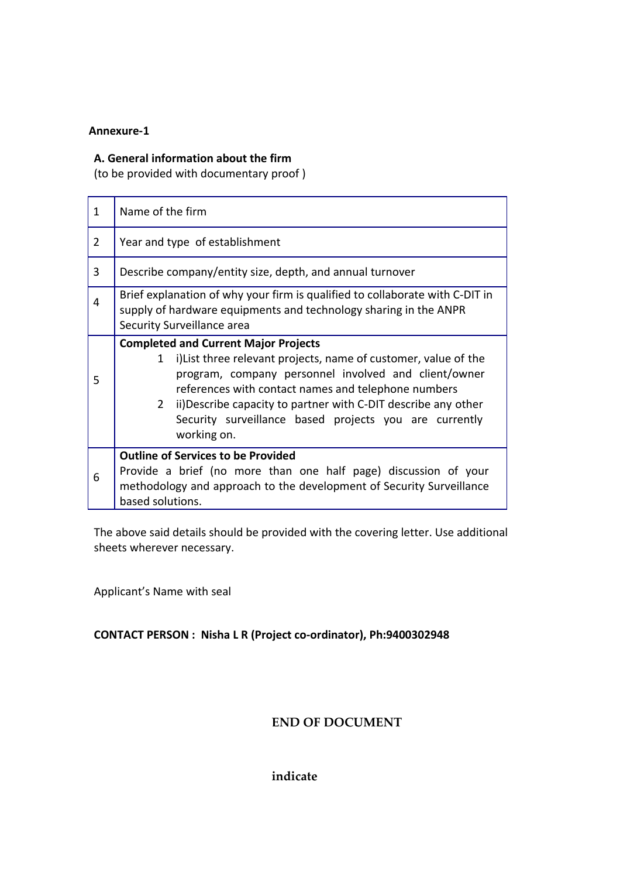**Annexure-1**

**A. General information about the firm**
(to be provided with documentary proof )

| | |
|---|---|
| 1 | Name of the firm |
| 2 | Year and type of establishment |
| 3 | Describe company/entity size, depth, and annual turnover |
| 4 | Brief explanation of why your firm is qualified to collaborate with C-DIT in supply of hardware equipments and technology sharing in the ANPR Security Surveillance area |
| 5 | **Completed and Current Major Projects**<br>1 i)List three relevant projects, name of customer, value of the program, company personnel involved and client/owner references with contact names and telephone numbers<br>2 ii)Describe capacity to partner with C-DIT describe any other Security surveillance based projects you are currently working on. |
| 6 | **Outline of Services to be Provided**<br>Provide a brief (no more than one half page) discussion of your methodology and approach to the development of Security Surveillance based solutions. |

The above said details should be provided with the covering letter. Use additional sheets wherever necessary.

Applicant's Name with seal

**CONTACT PERSON : Nisha L R (Project co-ordinator), Ph:9400302948**

**END OF DOCUMENT**

**indicate**